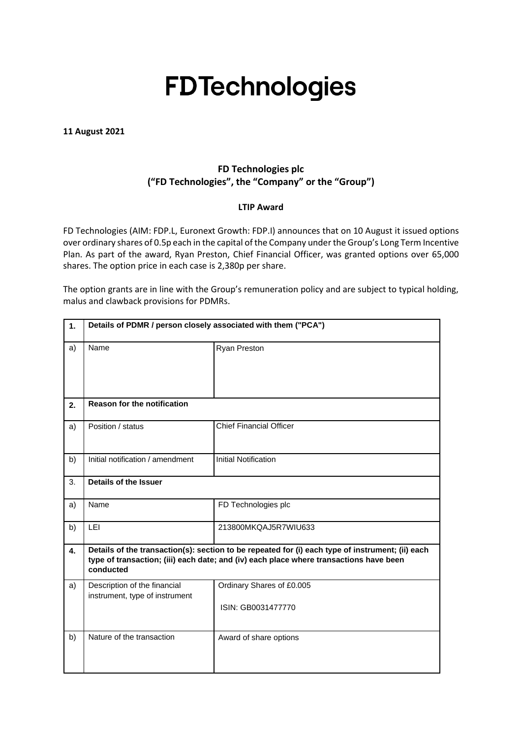# FDTechnologies

**11 August 2021**

## FD Technologies plc
## ("FD Technologies", the "Company" or the "Group")

### LTIP Award

FD Technologies (AIM: FDP.L, Euronext Growth: FDP.I) announces that on 10 August it issued options over ordinary shares of 0.5p each in the capital of the Company under the Group's Long Term Incentive Plan. As part of the award, Ryan Preston, Chief Financial Officer, was granted options over 65,000 shares. The option price in each case is 2,380p per share.

The option grants are in line with the Group's remuneration policy and are subject to typical holding, malus and clawback provisions for PDMRs.

| | | |
|---|---|---|
| **1.** | **Details of PDMR / person closely associated with them ("PCA")** | |
| a) | Name | Ryan Preston |
| **2.** | **Reason for the notification** | |
| a) | Position / status | Chief Financial Officer |
| b) | Initial notification / amendment | Initial Notification |
| 3. | **Details of the Issuer** | |
| a) | Name | FD Technologies plc |
| b) | LEI | 213800MKQAJ5R7WIU633 |
| **4.** | **Details of the transaction(s): section to be repeated for (i) each type of instrument; (ii) each type of transaction; (iii) each date; and (iv) each place where transactions have been conducted** | |
| a) | Description of the financial instrument, type of instrument | Ordinary Shares of £0.005<br><br>ISIN: GB0031477770 |
| b) | Nature of the transaction | Award of share options |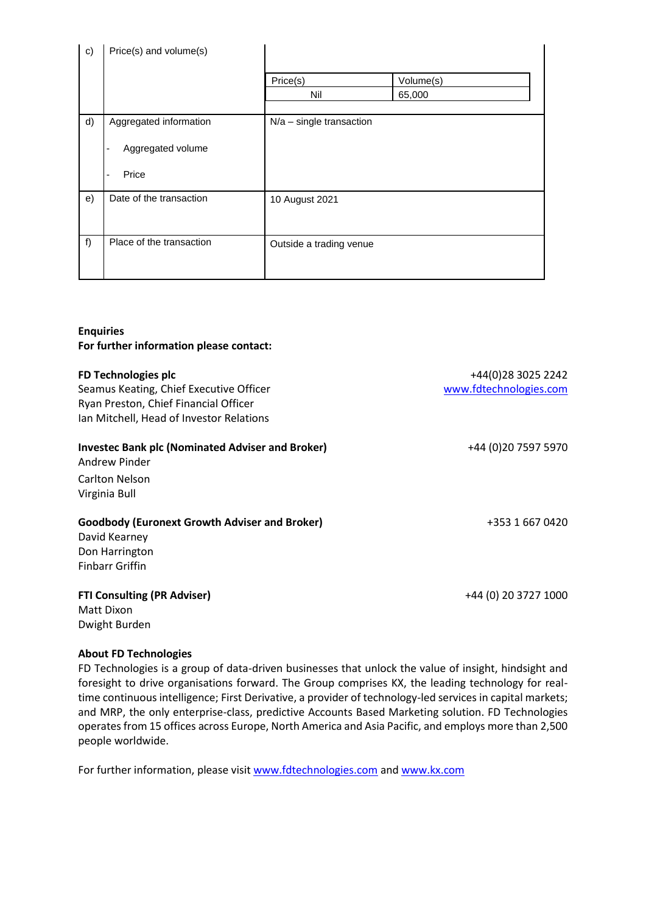| | | |
|---|---|---|
| c) | Price(s) and volume(s) | Price(s): Nil<br>Volume(s): 65,000 |
| d) | Aggregated information<br>- Aggregated volume<br>- Price | N/a – single transaction |
| e) | Date of the transaction | 10 August 2021 |
| f) | Place of the transaction | Outside a trading venue |

**Enquiries**
**For further information please contact:**

**FD Technologies plc** — +44(0)28 3025 2242
Seamus Keating, Chief Executive Officer — www.fdtechnologies.com
Ryan Preston, Chief Financial Officer
Ian Mitchell, Head of Investor Relations

**Investec Bank plc (Nominated Adviser and Broker)** — +44 (0)20 7597 5970
Andrew Pinder
Carlton Nelson
Virginia Bull

**Goodbody (Euronext Growth Adviser and Broker)** — +353 1 667 0420
David Kearney
Don Harrington
Finbarr Griffin

**FTI Consulting (PR Adviser)** — +44 (0) 20 3727 1000
Matt Dixon
Dwight Burden

**About FD Technologies**

FD Technologies is a group of data-driven businesses that unlock the value of insight, hindsight and foresight to drive organisations forward. The Group comprises KX, the leading technology for real-time continuous intelligence; First Derivative, a provider of technology-led services in capital markets; and MRP, the only enterprise-class, predictive Accounts Based Marketing solution. FD Technologies operates from 15 offices across Europe, North America and Asia Pacific, and employs more than 2,500 people worldwide.

For further information, please visit www.fdtechnologies.com and www.kx.com